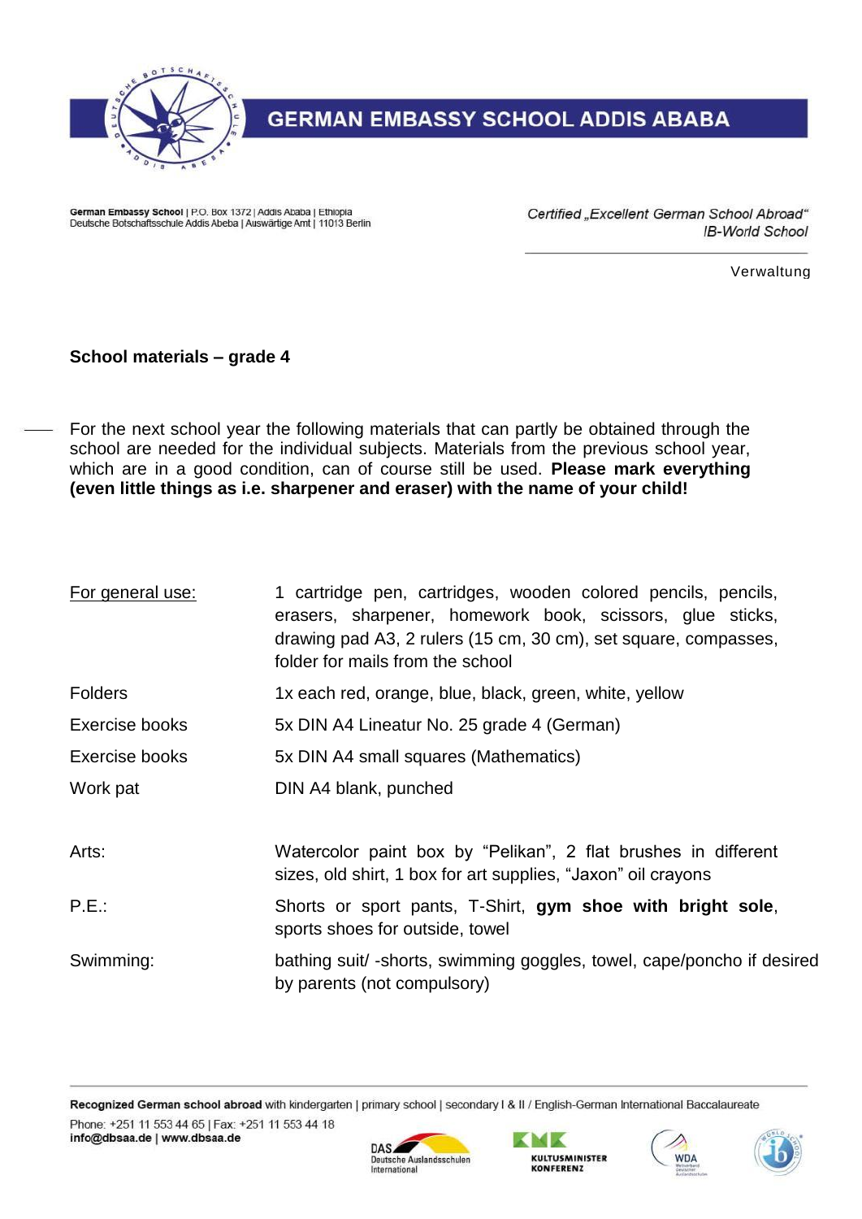# GERMAN EMBASSY SCHOOL ADDIS ABABA

German Embassy School | P.O. Box 1372 | Addis Ababa | Ethiopia
Deutsche Botschaftsschule Addis Abeba | Auswärtige Amt | 11013 Berlin

*Certified „Excellent German School Abroad“*
*IB-World School*

Verwaltung

**School materials – grade 4**

For the next school year the following materials that can partly be obtained through the school are needed for the individual subjects. Materials from the previous school year, which are in a good condition, can of course still be used. **Please mark everything (even little things as i.e. sharpener and eraser) with the name of your child!**

| | |
|---|---|
| For general use: | 1 cartridge pen, cartridges, wooden colored pencils, pencils, erasers, sharpener, homework book, scissors, glue sticks, drawing pad A3, 2 rulers (15 cm, 30 cm), set square, compasses, folder for mails from the school |
| Folders | 1x each red, orange, blue, black, green, white, yellow |
| Exercise books | 5x DIN A4 Lineatur No. 25 grade 4 (German) |
| Exercise books | 5x DIN A4 small squares (Mathematics) |
| Work pat | DIN A4 blank, punched |
| Arts: | Watercolor paint box by “Pelikan”, 2 flat brushes in different sizes, old shirt, 1 box for art supplies, “Jaxon” oil crayons |
| P.E.: | Shorts or sport pants, T-Shirt, **gym shoe with bright sole**, sports shoes for outside, towel |
| Swimming: | bathing suit/ -shorts, swimming goggles, towel, cape/poncho if desired by parents (not compulsory) |

**Recognized German school abroad** with kindergarten | primary school | secondary I & II / English-German International Baccalaureate

Phone: +251 11 553 44 65 | Fax: +251 11 553 44 18
**info@dbsaa.de | www.dbsaa.de**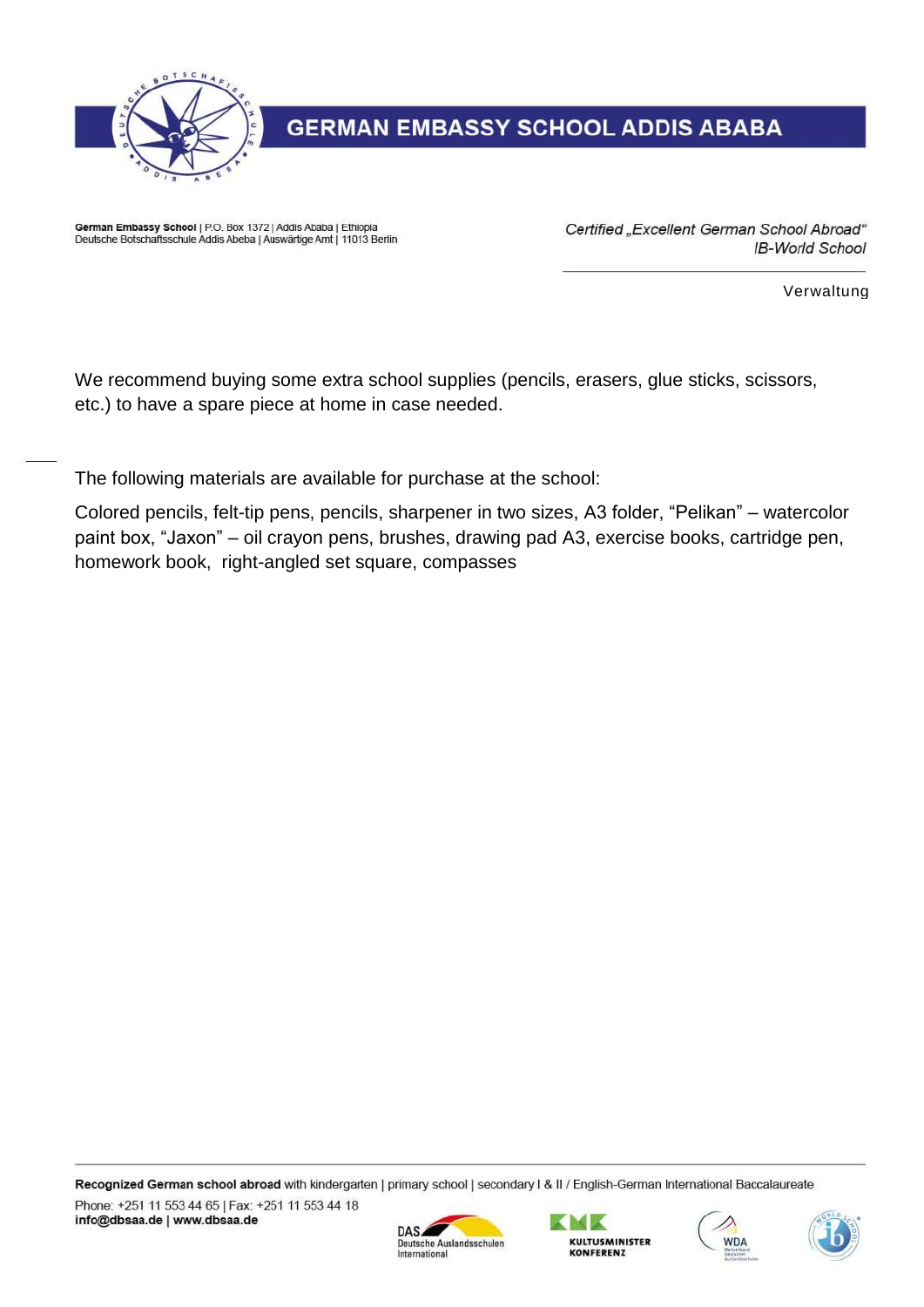We recommend buying some extra school supplies (pencils, erasers, glue sticks, scissors, etc.) to have a spare piece at home in case needed.

The following materials are available for purchase at the school:

Colored pencils, felt-tip pens, pencils, sharpener in two sizes, A3 folder, "Pelikan" – watercolor paint box, "Jaxon" – oil crayon pens, brushes, drawing pad A3, exercise books, cartridge pen, homework book, right-angled set square, compasses